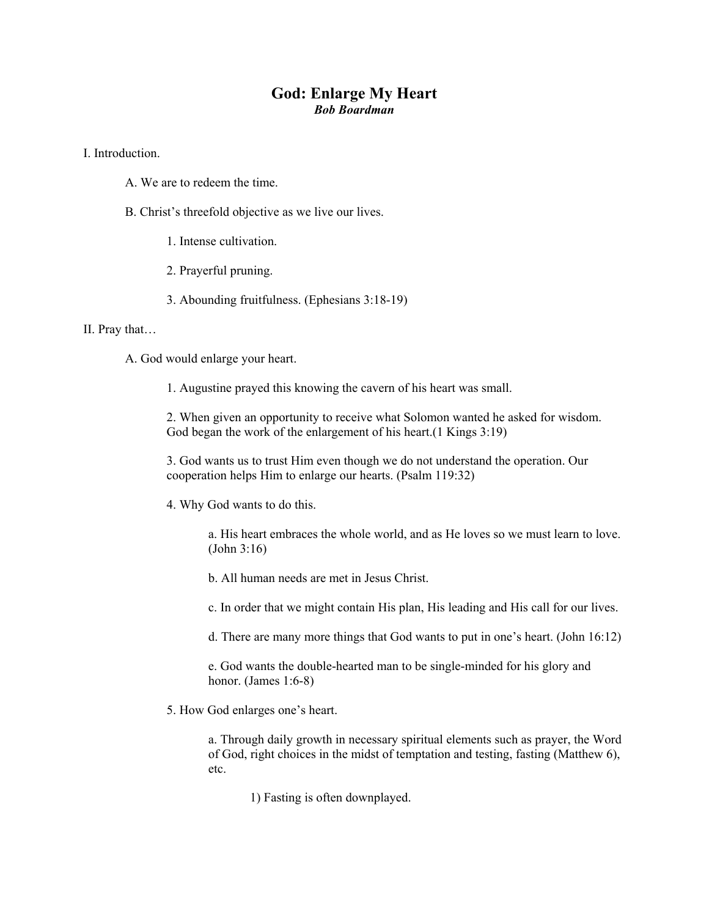# God: Enlarge My Heart

***Bob Boardman***

I. Introduction.

- A. We are to redeem the time.
- B. Christ's threefold objective as we live our lives.
  - 1. Intense cultivation.
  - 2. Prayerful pruning.
  - 3. Abounding fruitfulness. (Ephesians 3:18-19)

II. Pray that…

- A. God would enlarge your heart.
  - 1. Augustine prayed this knowing the cavern of his heart was small.
  - 2. When given an opportunity to receive what Solomon wanted he asked for wisdom. God began the work of the enlargement of his heart.(1 Kings 3:19)
  - 3. God wants us to trust Him even though we do not understand the operation. Our cooperation helps Him to enlarge our hearts. (Psalm 119:32)
  - 4. Why God wants to do this.
    - a. His heart embraces the whole world, and as He loves so we must learn to love. (John 3:16)
    - b. All human needs are met in Jesus Christ.
    - c. In order that we might contain His plan, His leading and His call for our lives.
    - d. There are many more things that God wants to put in one's heart. (John 16:12)
    - e. God wants the double-hearted man to be single-minded for his glory and honor. (James 1:6-8)
  - 5. How God enlarges one's heart.
    - a. Through daily growth in necessary spiritual elements such as prayer, the Word of God, right choices in the midst of temptation and testing, fasting (Matthew 6), etc.
      - 1) Fasting is often downplayed.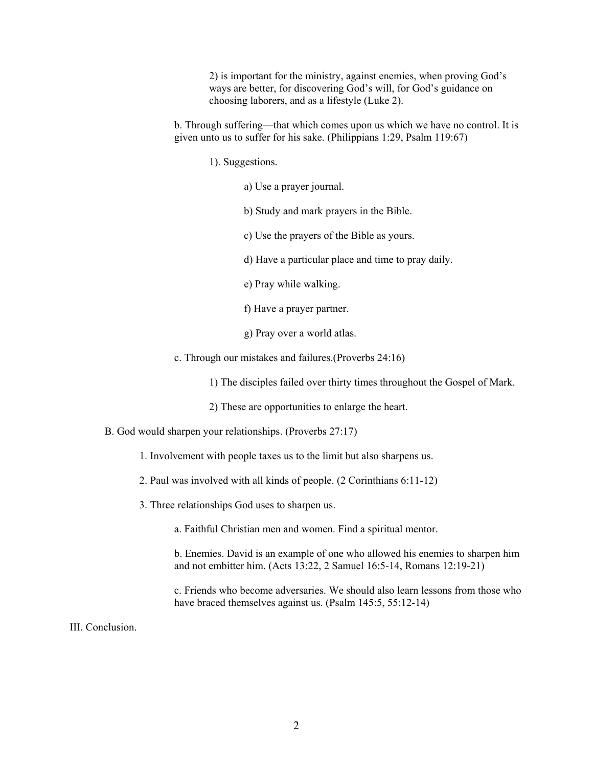2) is important for the ministry, against enemies, when proving God's ways are better, for discovering God's will, for God's guidance on choosing laborers, and as a lifestyle (Luke 2).

b. Through suffering—that which comes upon us which we have no control. It is given unto us to suffer for his sake. (Philippians 1:29, Psalm 119:67)

1). Suggestions.

a) Use a prayer journal.

b) Study and mark prayers in the Bible.

c) Use the prayers of the Bible as yours.

d) Have a particular place and time to pray daily.

e) Pray while walking.

f) Have a prayer partner.

g) Pray over a world atlas.

c. Through our mistakes and failures.(Proverbs 24:16)

1) The disciples failed over thirty times throughout the Gospel of Mark.

2) These are opportunities to enlarge the heart.

B. God would sharpen your relationships. (Proverbs 27:17)

1. Involvement with people taxes us to the limit but also sharpens us.

2. Paul was involved with all kinds of people. (2 Corinthians 6:11-12)

3. Three relationships God uses to sharpen us.

a. Faithful Christian men and women. Find a spiritual mentor.

b. Enemies. David is an example of one who allowed his enemies to sharpen him and not embitter him. (Acts 13:22, 2 Samuel 16:5-14, Romans 12:19-21)

c. Friends who become adversaries. We should also learn lessons from those who have braced themselves against us. (Psalm 145:5, 55:12-14)

III. Conclusion.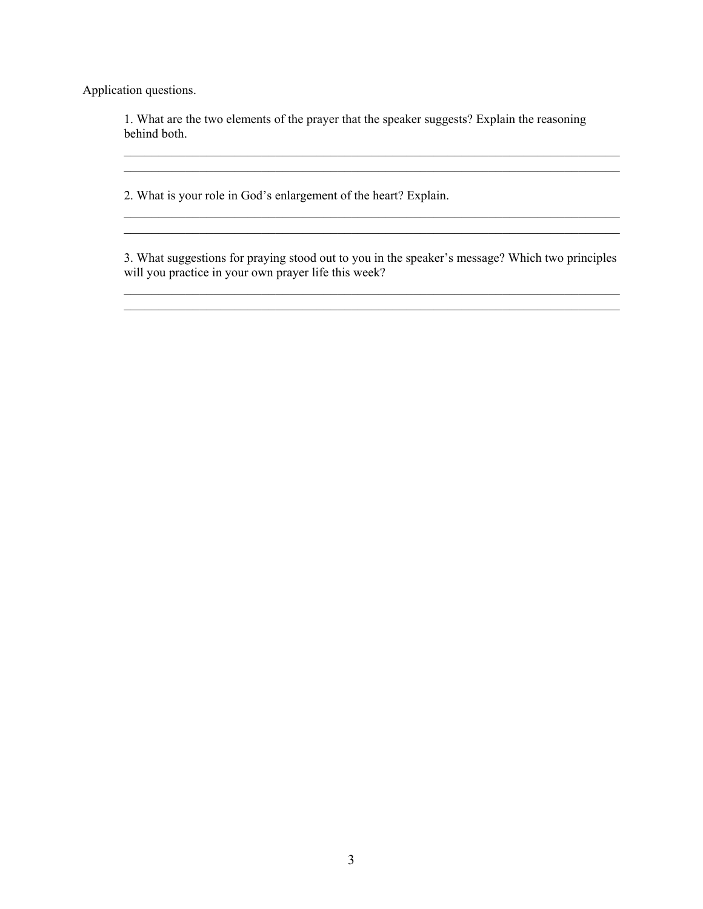Application questions.

1. What are the two elements of the prayer that the speaker suggests? Explain the reasoning behind both.

_______________________________________________________________________________
_______________________________________________________________________________

2. What is your role in God's enlargement of the heart? Explain.

_______________________________________________________________________________
_______________________________________________________________________________

3. What suggestions for praying stood out to you in the speaker's message? Which two principles will you practice in your own prayer life this week?

_______________________________________________________________________________
_______________________________________________________________________________